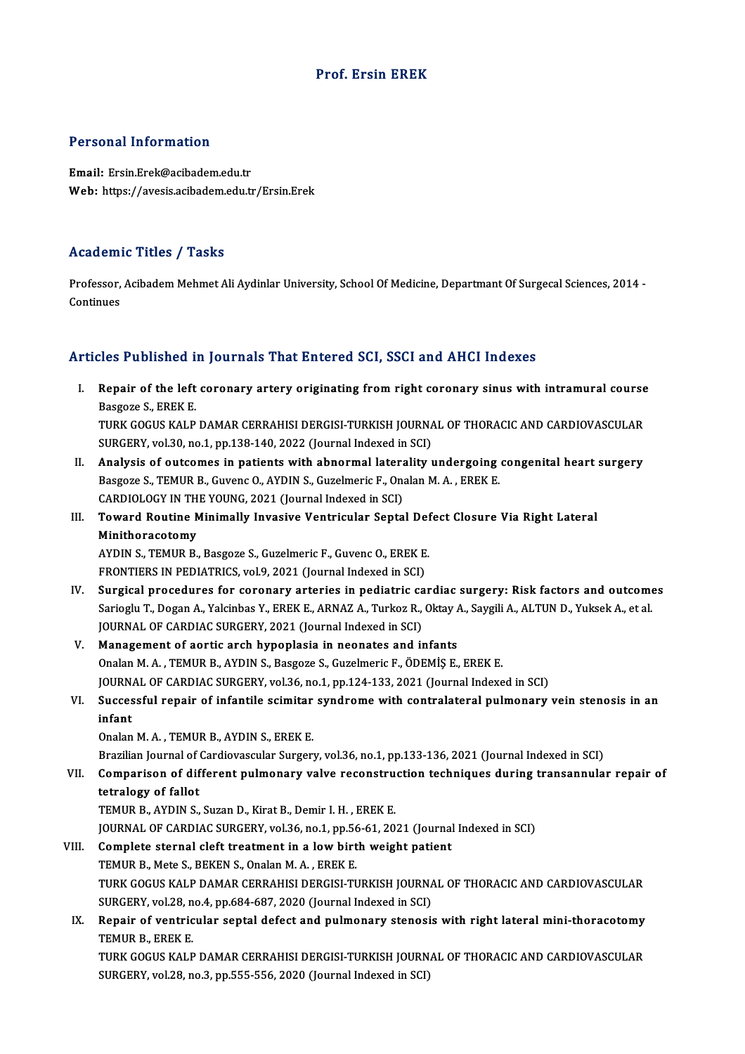# Prof. Ersin EREK

## Personal Information

**Email:** Ersin.Erek@acibadem.edu.tr
**Web:** https://avesis.acibadem.edu.tr/Ersin.Erek

## Academic Titles / Tasks

Professor, Acibadem Mehmet Ali Aydinlar University, School Of Medicine, Departmant Of Surgecal Sciences, 2014 - Continues

## Articles Published in Journals That Entered SCI, SSCI and AHCI Indexes

I. **Repair of the left coronary artery originating from right coronary sinus with intramural course**
Basgoze S., EREK E.
TURK GOGUS KALP DAMAR CERRAHISI DERGISI-TURKISH JOURNAL OF THORACIC AND CARDIOVASCULAR SURGERY, vol.30, no.1, pp.138-140, 2022 (Journal Indexed in SCI)

II. **Analysis of outcomes in patients with abnormal laterality undergoing congenital heart surgery**
Basgoze S., TEMUR B., Guvenc O., AYDIN S., Guzelmeric F., Onalan M. A. , EREK E.
CARDIOLOGY IN THE YOUNG, 2021 (Journal Indexed in SCI)

III. **Toward Routine Minimally Invasive Ventricular Septal Defect Closure Via Right Lateral Minithoracotomy**
AYDIN S., TEMUR B., Basgoze S., Guzelmeric F., Guvenc O., EREK E.
FRONTIERS IN PEDIATRICS, vol.9, 2021 (Journal Indexed in SCI)

IV. **Surgical procedures for coronary arteries in pediatric cardiac surgery: Risk factors and outcomes**
Sarioglu T., Dogan A., Yalcinbas Y., EREK E., ARNAZ A., Turkoz R., Oktay A., Saygili A., ALTUN D., Yuksek A., et al.
JOURNAL OF CARDIAC SURGERY, 2021 (Journal Indexed in SCI)

V. **Management of aortic arch hypoplasia in neonates and infants**
Onalan M. A. , TEMUR B., AYDIN S., Basgoze S., Guzelmeric F., ÖDEMİŞ E., EREK E.
JOURNAL OF CARDIAC SURGERY, vol.36, no.1, pp.124-133, 2021 (Journal Indexed in SCI)

VI. **Successful repair of infantile scimitar syndrome with contralateral pulmonary vein stenosis in an infant**
Onalan M. A. , TEMUR B., AYDIN S., EREK E.
Brazilian Journal of Cardiovascular Surgery, vol.36, no.1, pp.133-136, 2021 (Journal Indexed in SCI)

VII. **Comparison of different pulmonary valve reconstruction techniques during transannular repair of tetralogy of fallot**
TEMUR B., AYDIN S., Suzan D., Kirat B., Demir I. H. , EREK E.
JOURNAL OF CARDIAC SURGERY, vol.36, no.1, pp.56-61, 2021 (Journal Indexed in SCI)

VIII. **Complete sternal cleft treatment in a low birth weight patient**
TEMUR B., Mete S., BEKEN S., Onalan M. A. , EREK E.
TURK GOGUS KALP DAMAR CERRAHISI DERGISI-TURKISH JOURNAL OF THORACIC AND CARDIOVASCULAR SURGERY, vol.28, no.4, pp.684-687, 2020 (Journal Indexed in SCI)

IX. **Repair of ventricular septal defect and pulmonary stenosis with right lateral mini-thoracotomy**
TEMUR B., EREK E.
TURK GOGUS KALP DAMAR CERRAHISI DERGISI-TURKISH JOURNAL OF THORACIC AND CARDIOVASCULAR SURGERY, vol.28, no.3, pp.555-556, 2020 (Journal Indexed in SCI)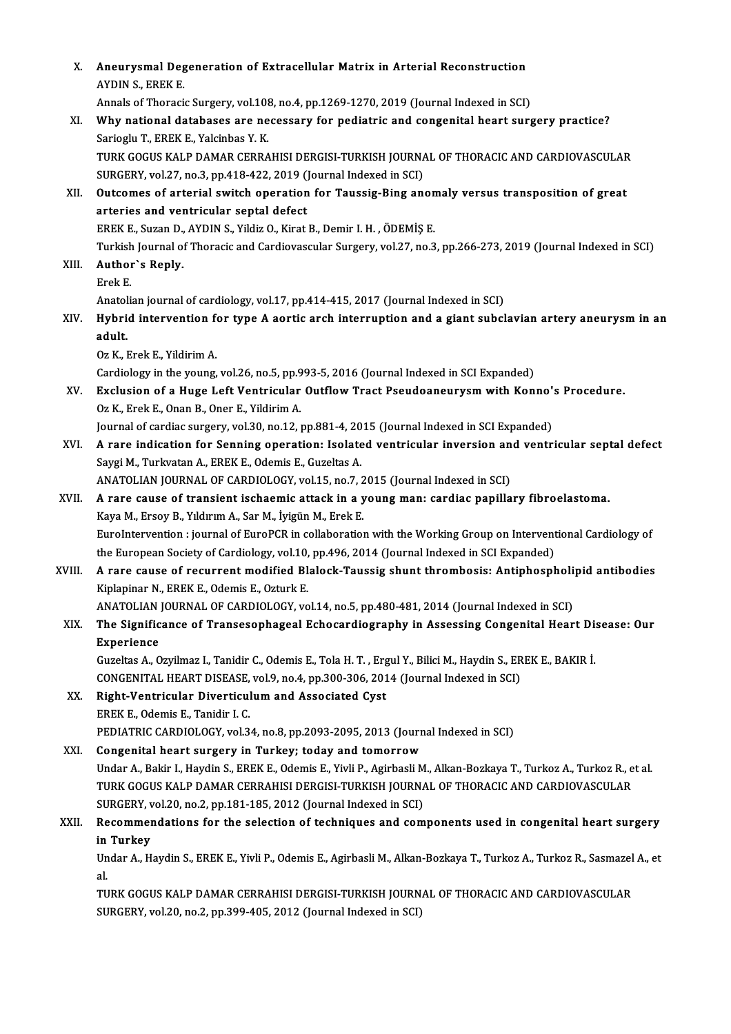X. **Aneurysmal Degeneration of Extracellular Matrix in Arterial Reconstruction**
AYDIN S., EREK E.
Annals of Thoracic Surgery, vol.108, no.4, pp.1269-1270, 2019 (Journal Indexed in SCI)

XI. **Why national databases are necessary for pediatric and congenital heart surgery practice?**
Sarioglu T., EREK E., Yalcinbas Y. K.
TURK GOGUS KALP DAMAR CERRAHISI DERGISI-TURKISH JOURNAL OF THORACIC AND CARDIOVASCULAR SURGERY, vol.27, no.3, pp.418-422, 2019 (Journal Indexed in SCI)

XII. **Outcomes of arterial switch operation for Taussig-Bing anomaly versus transposition of great arteries and ventricular septal defect**
EREK E., Suzan D., AYDIN S., Yildiz O., Kirat B., Demir I. H. , ÖDEMİŞ E.
Turkish Journal of Thoracic and Cardiovascular Surgery, vol.27, no.3, pp.266-273, 2019 (Journal Indexed in SCI)

XIII. **Author`s Reply.**
Erek E.
Anatolian journal of cardiology, vol.17, pp.414-415, 2017 (Journal Indexed in SCI)

XIV. **Hybrid intervention for type A aortic arch interruption and a giant subclavian artery aneurysm in an adult.**
Oz K., Erek E., Yildirim A.
Cardiology in the young, vol.26, no.5, pp.993-5, 2016 (Journal Indexed in SCI Expanded)

XV. **Exclusion of a Huge Left Ventricular Outflow Tract Pseudoaneurysm with Konno's Procedure.**
Oz K., Erek E., Onan B., Oner E., Yildirim A.
Journal of cardiac surgery, vol.30, no.12, pp.881-4, 2015 (Journal Indexed in SCI Expanded)

XVI. **A rare indication for Senning operation: Isolated ventricular inversion and ventricular septal defect**
Saygi M., Turkvatan A., EREK E., Odemis E., Guzeltas A.
ANATOLIAN JOURNAL OF CARDIOLOGY, vol.15, no.7, 2015 (Journal Indexed in SCI)

XVII. **A rare cause of transient ischaemic attack in a young man: cardiac papillary fibroelastoma.**
Kaya M., Ersoy B., Yıldırım A., Sar M., İyigün M., Erek E.
EuroIntervention : journal of EuroPCR in collaboration with the Working Group on Interventional Cardiology of the European Society of Cardiology, vol.10, pp.496, 2014 (Journal Indexed in SCI Expanded)

XVIII. **A rare cause of recurrent modified Blalock-Taussig shunt thrombosis: Antiphospholipid antibodies**
Kiplapinar N., EREK E., Odemis E., Ozturk E.
ANATOLIAN JOURNAL OF CARDIOLOGY, vol.14, no.5, pp.480-481, 2014 (Journal Indexed in SCI)

XIX. **The Significance of Transesophageal Echocardiography in Assessing Congenital Heart Disease: Our Experience**
Guzeltas A., Ozyilmaz I., Tanidir C., Odemis E., Tola H. T. , Ergul Y., Bilici M., Haydin S., EREK E., BAKIR İ.
CONGENITAL HEART DISEASE, vol.9, no.4, pp.300-306, 2014 (Journal Indexed in SCI)

XX. **Right-Ventricular Diverticulum and Associated Cyst**
EREK E., Odemis E., Tanidir I. C.
PEDIATRIC CARDIOLOGY, vol.34, no.8, pp.2093-2095, 2013 (Journal Indexed in SCI)

XXI. **Congenital heart surgery in Turkey; today and tomorrow**
Undar A., Bakir I., Haydin S., EREK E., Odemis E., Yivli P., Agirbasli M., Alkan-Bozkaya T., Turkoz A., Turkoz R., et al.
TURK GOGUS KALP DAMAR CERRAHISI DERGISI-TURKISH JOURNAL OF THORACIC AND CARDIOVASCULAR SURGERY, vol.20, no.2, pp.181-185, 2012 (Journal Indexed in SCI)

XXII. **Recommendations for the selection of techniques and components used in congenital heart surgery in Turkey**
Undar A., Haydin S., EREK E., Yivli P., Odemis E., Agirbasli M., Alkan-Bozkaya T., Turkoz A., Turkoz R., Sasmazel A., et al.
TURK GOGUS KALP DAMAR CERRAHISI DERGISI-TURKISH JOURNAL OF THORACIC AND CARDIOVASCULAR SURGERY, vol.20, no.2, pp.399-405, 2012 (Journal Indexed in SCI)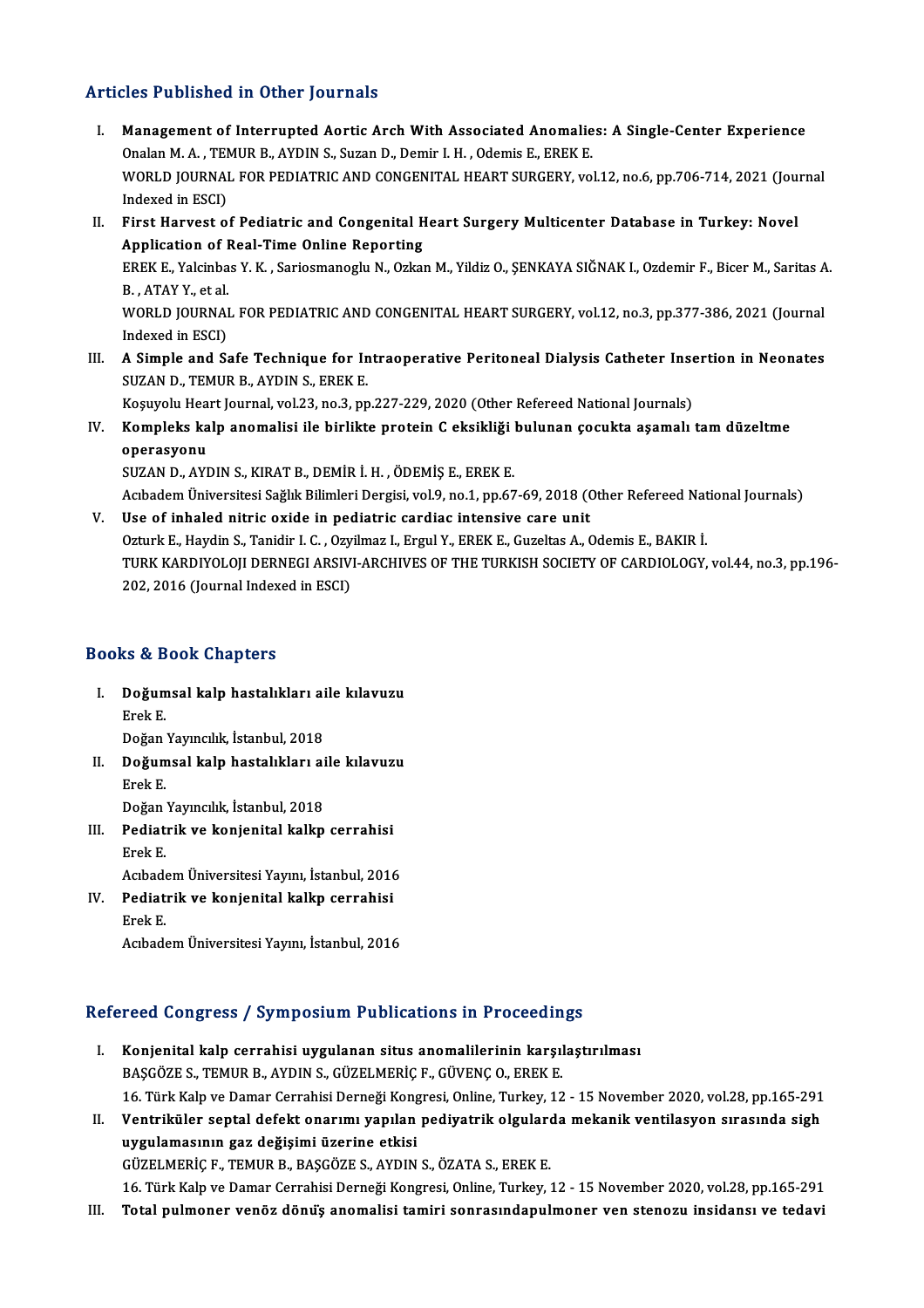## Articles Published in Other Journals

I. **Management of Interrupted Aortic Arch With Associated Anomalies: A Single-Center Experience**
Onalan M. A. , TEMUR B., AYDIN S., Suzan D., Demir I. H. , Odemis E., EREK E.
WORLD JOURNAL FOR PEDIATRIC AND CONGENITAL HEART SURGERY, vol.12, no.6, pp.706-714, 2021 (Journal Indexed in ESCI)

II. **First Harvest of Pediatric and Congenital Heart Surgery Multicenter Database in Turkey: Novel Application of Real-Time Online Reporting**
EREK E., Yalcinbas Y. K. , Sariosmanoglu N., Ozkan M., Yildiz O., ŞENKAYA SIĞNAK I., Ozdemir F., Bicer M., Saritas A. B. , ATAY Y., et al.
WORLD JOURNAL FOR PEDIATRIC AND CONGENITAL HEART SURGERY, vol.12, no.3, pp.377-386, 2021 (Journal Indexed in ESCI)

III. **A Simple and Safe Technique for Intraoperative Peritoneal Dialysis Catheter Insertion in Neonates**
SUZAN D., TEMUR B., AYDIN S., EREK E.
Koşuyolu Heart Journal, vol.23, no.3, pp.227-229, 2020 (Other Refereed National Journals)

IV. **Kompleks kalp anomalisi ile birlikte protein C eksikliği bulunan çocukta aşamalı tam düzeltme operasyonu**
SUZAN D., AYDIN S., KIRAT B., DEMİR İ. H. , ÖDEMİŞ E., EREK E.
Acıbadem Üniversitesi Sağlık Bilimleri Dergisi, vol.9, no.1, pp.67-69, 2018 (Other Refereed National Journals)

V. **Use of inhaled nitric oxide in pediatric cardiac intensive care unit**
Ozturk E., Haydin S., Tanidir I. C. , Ozyilmaz I., Ergul Y., EREK E., Guzeltas A., Odemis E., BAKIR İ.
TURK KARDIYOLOJI DERNEGI ARSIVI-ARCHIVES OF THE TURKISH SOCIETY OF CARDIOLOGY, vol.44, no.3, pp.196-202, 2016 (Journal Indexed in ESCI)

## Books & Book Chapters

I. **Doğumsal kalp hastalıkları aile kılavuzu**
Erek E.
Doğan Yayıncılık, İstanbul, 2018

II. **Doğumsal kalp hastalıkları aile kılavuzu**
Erek E.
Doğan Yayıncılık, İstanbul, 2018

III. **Pediatrik ve konjenital kalkp cerrahisi**
Erek E.
Acıbadem Üniversitesi Yayını, İstanbul, 2016

IV. **Pediatrik ve konjenital kalkp cerrahisi**
Erek E.
Acıbadem Üniversitesi Yayını, İstanbul, 2016

## Refereed Congress / Symposium Publications in Proceedings

I. **Konjenital kalp cerrahisi uygulanan situs anomalilerinin karşılaştırılması**
BAŞGÖZE S., TEMUR B., AYDIN S., GÜZELMERİÇ F., GÜVENÇ O., EREK E.
16. Türk Kalp ve Damar Cerrahisi Derneği Kongresi, Online, Turkey, 12 - 15 November 2020, vol.28, pp.165-291

II. **Ventriküler septal defekt onarımı yapılan pediyatrik olgularda mekanik ventilasyon sırasında sigh uygulamasının gaz değişimi üzerine etkisi**
GÜZELMERİÇ F., TEMUR B., BAŞGÖZE S., AYDIN S., ÖZATA S., EREK E.
16. Türk Kalp ve Damar Cerrahisi Derneği Kongresi, Online, Turkey, 12 - 15 November 2020, vol.28, pp.165-291

III. **Total pulmoner venöz dönüş anomalisi tamiri sonrasındapulmoner ven stenozu insidansı ve tedavi**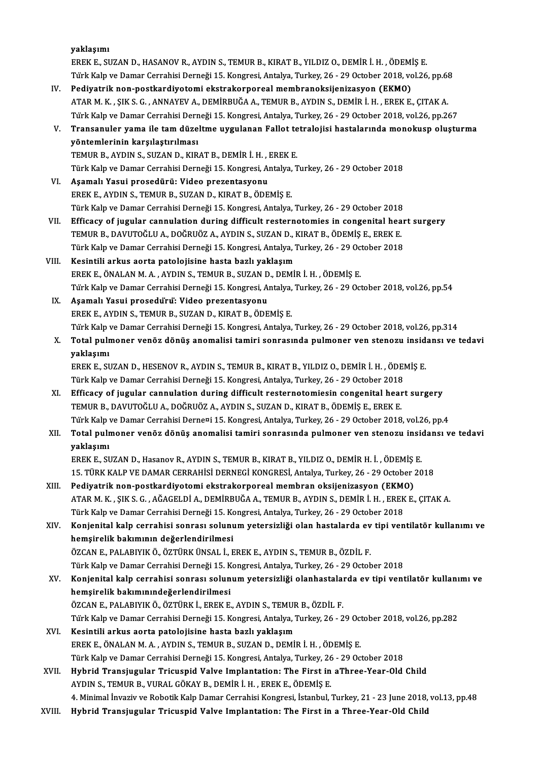yaklaşımı
EREK E., SUZAN D., HASANOV R., AYDIN S., TEMUR B., KIRAT B., YILDIZ O., DEMİR İ. H. , ÖDEMİŞ E.
Türk Kalp ve Damar Cerrahisi Derneği 15. Kongresi, Antalya, Turkey, 26 - 29 October 2018, vol.26, pp.68

IV. **Pediyatrik non-postkardiyotomi ekstrakorporeal membranoksijenizasyon (EKMO)**
ATAR M. K. , ŞIK S. G. , ANNAYEV A., DEMİRBUĞA A., TEMUR B., AYDIN S., DEMİR İ. H. , EREK E., ÇITAK A.
Türk Kalp ve Damar Cerrahisi Derneği 15. Kongresi, Antalya, Turkey, 26 - 29 October 2018, vol.26, pp.267

V. **Transanuler yama ile tam düzeltme uygulanan Fallot tetralojisi hastalarında monokusp oluşturma yöntemlerinin karşılaştırılması**
TEMUR B., AYDIN S., SUZAN D., KIRAT B., DEMİR İ. H. , EREK E.
Türk Kalp ve Damar Cerrahisi Derneği 15. Kongresi, Antalya, Turkey, 26 - 29 October 2018

VI. **Aşamalı Yasui prosedürü: Video prezentasyonu**
EREK E., AYDIN S., TEMUR B., SUZAN D., KIRAT B., ÖDEMİŞ E.
Türk Kalp ve Damar Cerrahisi Derneği 15. Kongresi, Antalya, Turkey, 26 - 29 October 2018

VII. **Efficacy of jugular cannulation during difficult resternotomies in congenital heart surgery**
TEMUR B., DAVUTOĞLU A., DOĞRUÖZ A., AYDIN S., SUZAN D., KIRAT B., ÖDEMİŞ E., EREK E.
Türk Kalp ve Damar Cerrahisi Derneği 15. Kongresi, Antalya, Turkey, 26 - 29 October 2018

VIII. **Kesintili arkus aorta patolojisine hasta bazlı yaklaşım**
EREK E., ÖNALAN M. A. , AYDIN S., TEMUR B., SUZAN D., DEMİR İ. H. , ÖDEMİŞ E.
Türk Kalp ve Damar Cerrahisi Derneği 15. Kongresi, Antalya, Turkey, 26 - 29 October 2018, vol.26, pp.54

IX. **Aşamalı Yasui prosedu̇rü̇: Video prezentasyonu**
EREK E., AYDIN S., TEMUR B., SUZAN D., KIRAT B., ÖDEMİŞ E.
Türk Kalp ve Damar Cerrahisi Derneği 15. Kongresi, Antalya, Turkey, 26 - 29 October 2018, vol.26, pp.314

X. **Total pulmoner venöz dönüş anomalisi tamiri sonrasında pulmoner ven stenozu insidansı ve tedavi yaklaşımı**
EREK E., SUZAN D., HESENOV R., AYDIN S., TEMUR B., KIRAT B., YILDIZ O., DEMİR İ. H. , ÖDEMİŞ E.
Türk Kalp ve Damar Cerrahisi Derneği 15. Kongresi, Antalya, Turkey, 26 - 29 October 2018

XI. **Efficacy of jugular cannulation during difficult resternotomiesin congenital heart surgery**
TEMUR B., DAVUTOĞLU A., DOĞRUÖZ A., AYDIN S., SUZAN D., KIRAT B., ÖDEMİŞ E., EREK E.
Türk Kalp ve Damar Cerrahisi Derne¤i 15. Kongresi, Antalya, Turkey, 26 - 29 October 2018, vol.26, pp.4

XII. **Total pulmoner venöz dönüş anomalisi tamiri sonrasında pulmoner ven stenozu insidansı ve tedavi yaklaşımı**
EREK E., SUZAN D., Hasanov R., AYDIN S., TEMUR B., KIRAT B., YILDIZ O., DEMİR H. İ. , ÖDEMİŞ E.
15. TÜRK KALP VE DAMAR CERRAHİSİ DERNEGİ KONGRESİ, Antalya, Turkey, 26 - 29 October 2018

XIII. **Pediyatrik non-postkardiyotomi ekstrakorporeal membran oksijenizasyon (EKMO)**
ATAR M. K. , ŞIK S. G. , AĞAGELDİ A., DEMİRBUĞA A., TEMUR B., AYDIN S., DEMİR İ. H. , EREK E., ÇITAK A.
Türk Kalp ve Damar Cerrahisi Derneği 15. Kongresi, Antalya, Turkey, 26 - 29 October 2018

XIV. **Konjenital kalp cerrahisi sonrası solunum yetersizliği olan hastalarda ev tipi ventilatör kullanımı ve hemşirelik bakımının değerlendirilmesi**
ÖZCAN E., PALABIYIK Ö., ÖZTÜRK ÜNSAL İ., EREK E., AYDIN S., TEMUR B., ÖZDİL F.
Türk Kalp ve Damar Cerrahisi Derneği 15. Kongresi, Antalya, Turkey, 26 - 29 October 2018

XV. **Konjenital kalp cerrahisi sonrası solunum yetersizliği olanhastalarda ev tipi ventilatör kullanımı ve hemşirelik bakımınındeğerlendirilmesi**
ÖZCAN E., PALABIYIK Ö., ÖZTÜRK İ., EREK E., AYDIN S., TEMUR B., ÖZDİL F.
Türk Kalp ve Damar Cerrahisi Derneği 15. Kongresi, Antalya, Turkey, 26 - 29 October 2018, vol.26, pp.282

XVI. **Kesintili arkus aorta patolojisine hasta bazlı yaklaşım**
EREK E., ÖNALAN M. A. , AYDIN S., TEMUR B., SUZAN D., DEMİR İ. H. , ÖDEMİŞ E.
Türk Kalp ve Damar Cerrahisi Derneği 15. Kongresi, Antalya, Turkey, 26 - 29 October 2018

XVII. **Hybrid Transjugular Tricuspid Valve Implantation: The First in aThree-Year-Old Child**
AYDIN S., TEMUR B., VURAL GÖKAY B., DEMİR İ. H. , EREK E., ÖDEMİŞ E.
4. Minimal İnvaziv ve Robotik Kalp Damar Cerrahisi Kongresi, İstanbul, Turkey, 21 - 23 June 2018, vol.13, pp.48

XVIII. **Hybrid Transjugular Tricuspid Valve Implantation: The First in a Three-Year-Old Child**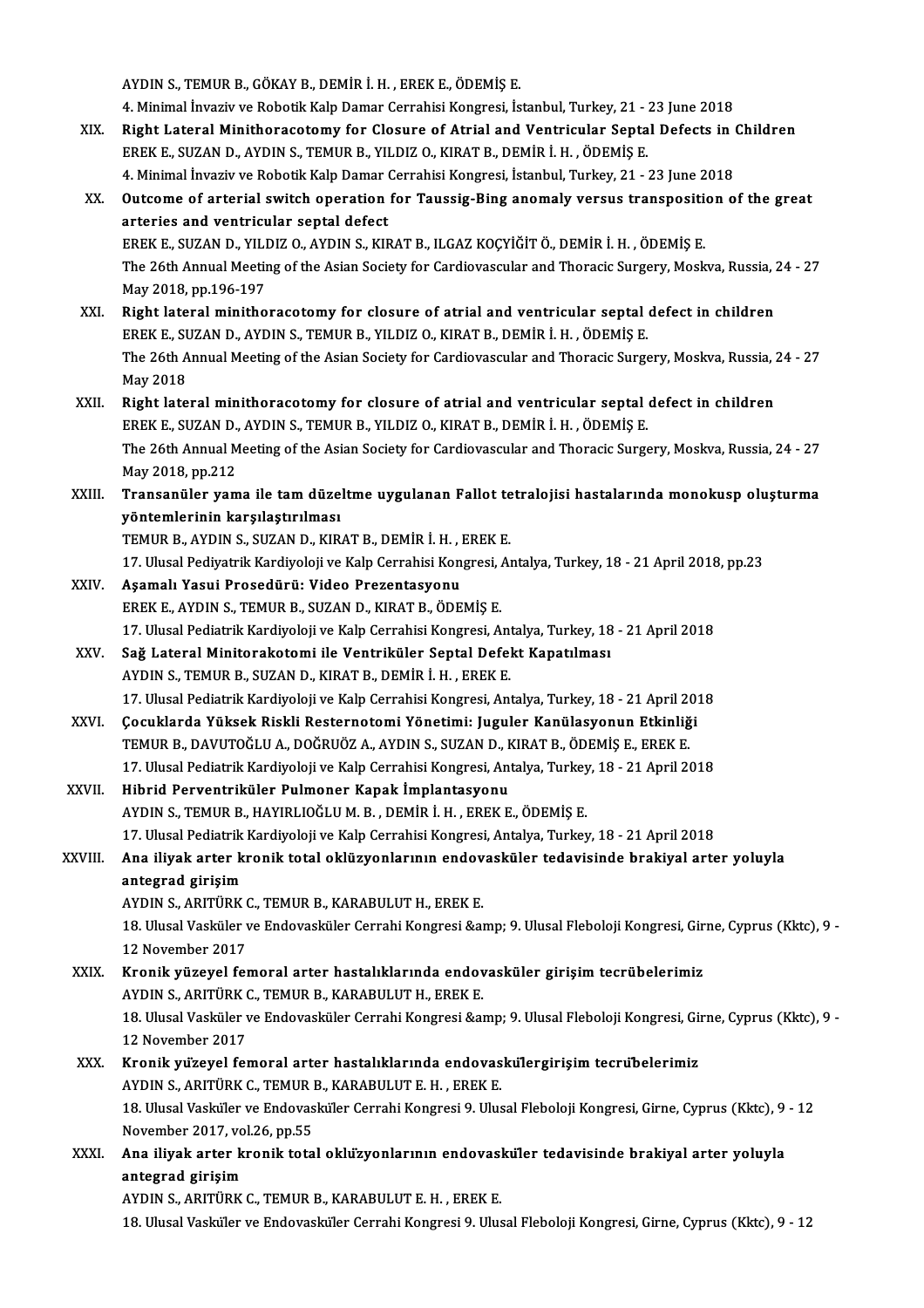AYDIN S., TEMUR B., GÖKAY B., DEMİR İ. H. , EREK E., ÖDEMİŞ E.
4. Minimal İnvaziv ve Robotik Kalp Damar Cerrahisi Kongresi, İstanbul, Turkey, 21 - 23 June 2018

XIX. **Right Lateral Minithoracotomy for Closure of Atrial and Ventricular Septal Defects in Children**
EREK E., SUZAN D., AYDIN S., TEMUR B., YILDIZ O., KIRAT B., DEMİR İ. H. , ÖDEMİŞ E.
4. Minimal İnvaziv ve Robotik Kalp Damar Cerrahisi Kongresi, İstanbul, Turkey, 21 - 23 June 2018

XX. **Outcome of arterial switch operation for Taussig-Bing anomaly versus transposition of the great arteries and ventricular septal defect**
EREK E., SUZAN D., YILDIZ O., AYDIN S., KIRAT B., ILGAZ KOÇYİĞİT Ö., DEMİR İ. H. , ÖDEMİŞ E.
The 26th Annual Meeting of the Asian Society for Cardiovascular and Thoracic Surgery, Moskva, Russia, 24 - 27 May 2018, pp.196-197

XXI. **Right lateral minithoracotomy for closure of atrial and ventricular septal defect in children**
EREK E., SUZAN D., AYDIN S., TEMUR B., YILDIZ O., KIRAT B., DEMİR İ. H. , ÖDEMİŞ E.
The 26th Annual Meeting of the Asian Society for Cardiovascular and Thoracic Surgery, Moskva, Russia, 24 - 27 May 2018

XXII. **Right lateral minithoracotomy for closure of atrial and ventricular septal defect in children**
EREK E., SUZAN D., AYDIN S., TEMUR B., YILDIZ O., KIRAT B., DEMİR İ. H. , ÖDEMİŞ E.
The 26th Annual Meeting of the Asian Society for Cardiovascular and Thoracic Surgery, Moskva, Russia, 24 - 27 May 2018, pp.212

XXIII. **Transanüler yama ile tam düzeltme uygulanan Fallot tetralojisi hastalarında monokusp oluşturma yöntemlerinin karşılaştırılması**
TEMUR B., AYDIN S., SUZAN D., KIRAT B., DEMİR İ. H. , EREK E.
17. Ulusal Pediyatrik Kardiyoloji ve Kalp Cerrahisi Kongresi, Antalya, Turkey, 18 - 21 April 2018, pp.23

XXIV. **Aşamalı Yasui Prosedürü: Video Prezentasyonu**
EREK E., AYDIN S., TEMUR B., SUZAN D., KIRAT B., ÖDEMİŞ E.
17. Ulusal Pediatrik Kardiyoloji ve Kalp Cerrahisi Kongresi, Antalya, Turkey, 18 - 21 April 2018

XXV. **Sağ Lateral Minitorakotomi ile Ventriküler Septal Defekt Kapatılması**
AYDIN S., TEMUR B., SUZAN D., KIRAT B., DEMİR İ. H. , EREK E.
17. Ulusal Pediatrik Kardiyoloji ve Kalp Cerrahisi Kongresi, Antalya, Turkey, 18 - 21 April 2018

XXVI. **Çocuklarda Yüksek Riskli Resternotomi Yönetimi: Juguler Kanülasyonun Etkinliği**
TEMUR B., DAVUTOĞLU A., DOĞRUÖZ A., AYDIN S., SUZAN D., KIRAT B., ÖDEMİŞ E., EREK E.
17. Ulusal Pediatrik Kardiyoloji ve Kalp Cerrahisi Kongresi, Antalya, Turkey, 18 - 21 April 2018

XXVII. **Hibrid Perventriküler Pulmoner Kapak İmplantasyonu**
AYDIN S., TEMUR B., HAYIRLIOĞLU M. B. , DEMİR İ. H. , EREK E., ÖDEMİŞ E.
17. Ulusal Pediatrik Kardiyoloji ve Kalp Cerrahisi Kongresi, Antalya, Turkey, 18 - 21 April 2018

XXVIII. **Ana iliyak arter kronik total oklüzyonlarının endovasküler tedavisinde brakiyal arter yoluyla antegrad girişim**
AYDIN S., ARITÜRK C., TEMUR B., KARABULUT H., EREK E.
18. Ulusal Vasküler ve Endovasküler Cerrahi Kongresi &amp; 9. Ulusal Fleboloji Kongresi, Girne, Cyprus (Kktc), 9 - 12 November 2017

XXIX. **Kronik yüzeyel femoral arter hastalıklarında endovasküler girişim tecrübelerimiz**
AYDIN S., ARITÜRK C., TEMUR B., KARABULUT H., EREK E.
18. Ulusal Vasküler ve Endovasküler Cerrahi Kongresi &amp; 9. Ulusal Fleboloji Kongresi, Girne, Cyprus (Kktc), 9 - 12 November 2017

XXX. **Kronik yüzeyel femoral arter hastalıklarında endovaskülergirişim tecrübelerimiz**
AYDIN S., ARITÜRK C., TEMUR B., KARABULUT E. H. , EREK E.
18. Ulusal Vasküler ve Endovasküler Cerrahi Kongresi 9. Ulusal Fleboloji Kongresi, Girne, Cyprus (Kktc), 9 - 12 November 2017, vol.26, pp.55

XXXI. **Ana iliyak arter kronik total oklüzyonlarının endovasküler tedavisinde brakiyal arter yoluyla antegrad girişim**
AYDIN S., ARITÜRK C., TEMUR B., KARABULUT E. H. , EREK E.
18. Ulusal Vasküler ve Endovasküler Cerrahi Kongresi 9. Ulusal Fleboloji Kongresi, Girne, Cyprus (Kktc), 9 - 12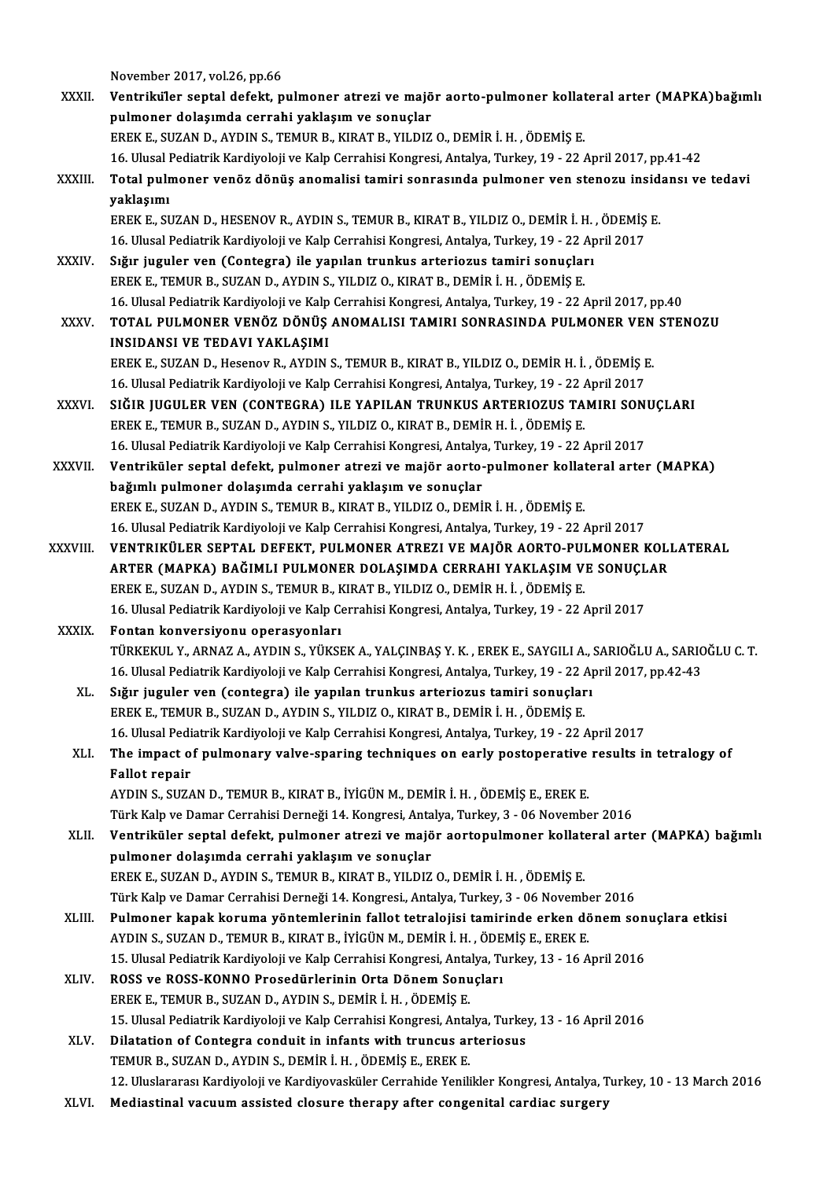November 2017, vol.26, pp.66

XXXII. **Ventriküler septal defekt, pulmoner atrezi ve majör aorto-pulmoner kollateral arter (MAPKA)bağımlı pulmoner dolaşımda cerrahi yaklaşım ve sonuçlar**
EREK E., SUZAN D., AYDIN S., TEMUR B., KIRAT B., YILDIZ O., DEMİR İ. H. , ÖDEMİŞ E.
16. Ulusal Pediatrik Kardiyoloji ve Kalp Cerrahisi Kongresi, Antalya, Turkey, 19 - 22 April 2017, pp.41-42

XXXIII. **Total pulmoner venöz dönüş anomalisi tamiri sonrasında pulmoner ven stenozu insidansı ve tedavi yaklaşımı**
EREK E., SUZAN D., HESENOV R., AYDIN S., TEMUR B., KIRAT B., YILDIZ O., DEMİR İ. H. , ÖDEMİŞ E.
16. Ulusal Pediatrik Kardiyoloji ve Kalp Cerrahisi Kongresi, Antalya, Turkey, 19 - 22 April 2017

XXXIV. **Sığır juguler ven (Contegra) ile yapılan trunkus arteriozus tamiri sonuçları**
EREK E., TEMUR B., SUZAN D., AYDIN S., YILDIZ O., KIRAT B., DEMİR İ. H. , ÖDEMİŞ E.
16. Ulusal Pediatrik Kardiyoloji ve Kalp Cerrahisi Kongresi, Antalya, Turkey, 19 - 22 April 2017, pp.40

XXXV. **TOTAL PULMONER VENÖZ DÖNÜŞ ANOMALISI TAMIRI SONRASINDA PULMONER VEN STENOZU INSIDANSI VE TEDAVI YAKLAŞIMI**
EREK E., SUZAN D., Hesenov R., AYDIN S., TEMUR B., KIRAT B., YILDIZ O., DEMİR H. İ. , ÖDEMİŞ E.
16. Ulusal Pediatrik Kardiyoloji ve Kalp Cerrahisi Kongresi, Antalya, Turkey, 19 - 22 April 2017

XXXVI. **SIĞIR JUGULER VEN (CONTEGRA) ILE YAPILAN TRUNKUS ARTERIOZUS TAMIRI SONUÇLARI**
EREK E., TEMUR B., SUZAN D., AYDIN S., YILDIZ O., KIRAT B., DEMİR H. İ. , ÖDEMİŞ E.
16. Ulusal Pediatrik Kardiyoloji ve Kalp Cerrahisi Kongresi, Antalya, Turkey, 19 - 22 April 2017

XXXVII. **Ventriküler septal defekt, pulmoner atrezi ve majör aorto-pulmoner kollateral arter (MAPKA) bağımlı pulmoner dolaşımda cerrahi yaklaşım ve sonuçlar**
EREK E., SUZAN D., AYDIN S., TEMUR B., KIRAT B., YILDIZ O., DEMİR İ. H. , ÖDEMİŞ E.
16. Ulusal Pediatrik Kardiyoloji ve Kalp Cerrahisi Kongresi, Antalya, Turkey, 19 - 22 April 2017

XXXVIII. **VENTRIKÜLER SEPTAL DEFEKT, PULMONER ATREZI VE MAJÖR AORTO-PULMONER KOLLATERAL ARTER (MAPKA) BAĞIMLI PULMONER DOLAŞIMDA CERRAHI YAKLAŞIM VE SONUÇLAR**
EREK E., SUZAN D., AYDIN S., TEMUR B., KIRAT B., YILDIZ O., DEMİR H. İ. , ÖDEMİŞ E.
16. Ulusal Pediatrik Kardiyoloji ve Kalp Cerrahisi Kongresi, Antalya, Turkey, 19 - 22 April 2017

XXXIX. **Fontan konversiyonu operasyonları**
TÜRKEKUL Y., ARNAZ A., AYDIN S., YÜKSEK A., YALÇINBAŞ Y. K. , EREK E., SAYGILI A., SARIOĞLU A., SARIOĞLU C. T.
16. Ulusal Pediatrik Kardiyoloji ve Kalp Cerrahisi Kongresi, Antalya, Turkey, 19 - 22 April 2017, pp.42-43

XL. **Sığır juguler ven (contegra) ile yapılan trunkus arteriozus tamiri sonuçları**
EREK E., TEMUR B., SUZAN D., AYDIN S., YILDIZ O., KIRAT B., DEMİR İ. H. , ÖDEMİŞ E.
16. Ulusal Pediatrik Kardiyoloji ve Kalp Cerrahisi Kongresi, Antalya, Turkey, 19 - 22 April 2017

XLI. **The impact of pulmonary valve-sparing techniques on early postoperative results in tetralogy of Fallot repair**
AYDIN S., SUZAN D., TEMUR B., KIRAT B., İYİGÜN M., DEMİR İ. H. , ÖDEMİŞ E., EREK E.
Türk Kalp ve Damar Cerrahisi Derneği 14. Kongresi, Antalya, Turkey, 3 - 06 November 2016

XLII. **Ventriküler septal defekt, pulmoner atrezi ve majör aortopulmoner kollateral arter (MAPKA) bağımlı pulmoner dolaşımda cerrahi yaklaşım ve sonuçlar**
EREK E., SUZAN D., AYDIN S., TEMUR B., KIRAT B., YILDIZ O., DEMİR İ. H. , ÖDEMİŞ E.
Türk Kalp ve Damar Cerrahisi Derneği 14. Kongresi., Antalya, Turkey, 3 - 06 November 2016

XLIII. **Pulmoner kapak koruma yöntemlerinin fallot tetralojisi tamirinde erken dönem sonuçlara etkisi**
AYDIN S., SUZAN D., TEMUR B., KIRAT B., İYİGÜN M., DEMİR İ. H. , ÖDEMİŞ E., EREK E.
15. Ulusal Pediatrik Kardiyoloji ve Kalp Cerrahisi Kongresi, Antalya, Turkey, 13 - 16 April 2016

XLIV. **ROSS ve ROSS-KONNO Prosedürlerinin Orta Dönem Sonuçları**
EREK E., TEMUR B., SUZAN D., AYDIN S., DEMİR İ. H. , ÖDEMİŞ E.
15. Ulusal Pediatrik Kardiyoloji ve Kalp Cerrahisi Kongresi, Antalya, Turkey, 13 - 16 April 2016

XLV. **Dilatation of Contegra conduit in infants with truncus arteriosus**
TEMUR B., SUZAN D., AYDIN S., DEMİR İ. H. , ÖDEMİŞ E., EREK E.
12. Uluslararası Kardiyoloji ve Kardiyovasküler Cerrahide Yenilikler Kongresi, Antalya, Turkey, 10 - 13 March 2016

XLVI. **Mediastinal vacuum assisted closure therapy after congenital cardiac surgery**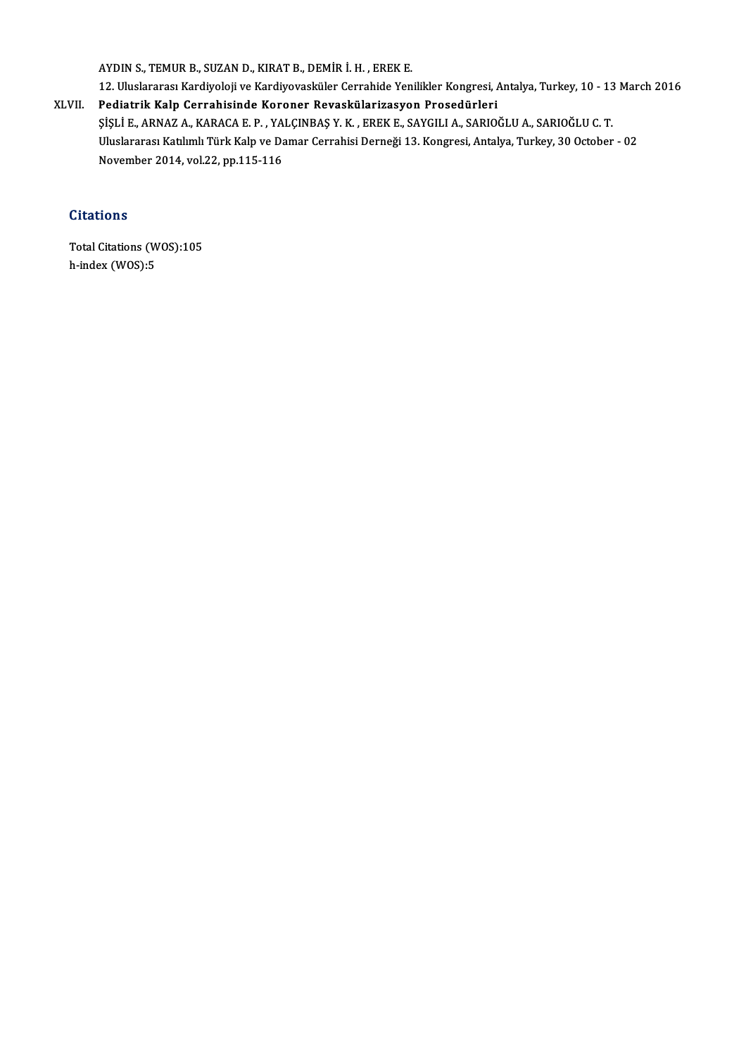AYDIN S., TEMUR B., SUZAN D., KIRAT B., DEMİR İ. H. , EREK E.
12. Uluslararası Kardiyoloji ve Kardiyovasküler Cerrahide Yenilikler Kongresi, Antalya, Turkey, 10 - 13 March 2016

XLVII. **Pediatrik Kalp Cerrahisinde Koroner Revaskülarizasyon Prosedürleri**
ŞİŞLİ E., ARNAZ A., KARACA E. P. , YALÇINBAŞ Y. K. , EREK E., SAYGILI A., SARIOĞLU A., SARIOĞLU C. T.
Uluslararası Katılımlı Türk Kalp ve Damar Cerrahisi Derneği 13. Kongresi, Antalya, Turkey, 30 October - 02 November 2014, vol.22, pp.115-116

## Citations

Total Citations (WOS):105
h-index (WOS):5